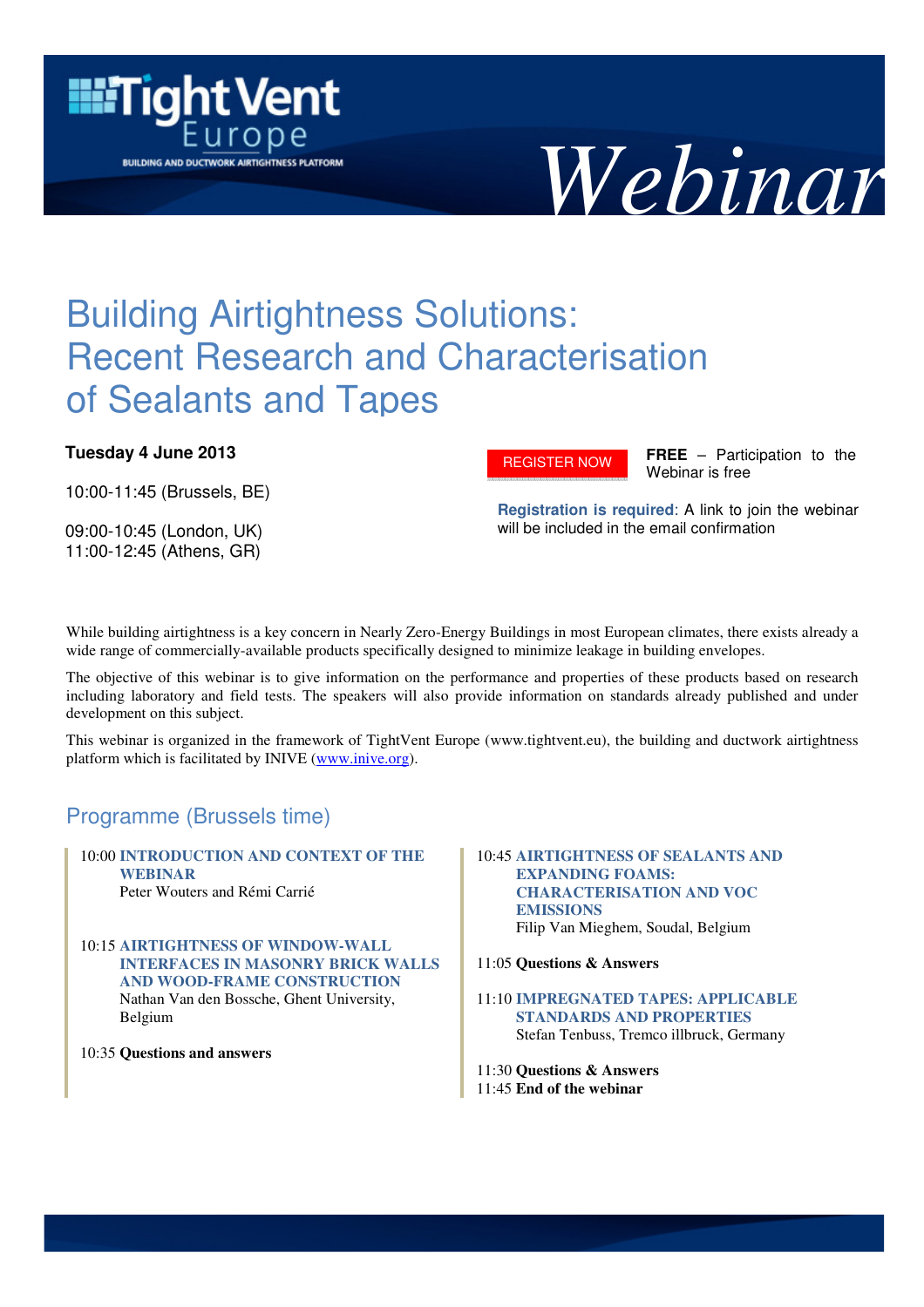# TightVent Europe

BUILDING AND DUCTWORK AIRTIGHTNESS PLATFORM

*Webinar*

# Building Airtightness Solutions: Recent Research and Characterisation of Sealants and Tapes

**Tuesday 4 June 2013**

10:00-11:45 (Brussels, BE)

09:00-10:45 (London, UK)
11:00-12:45 (Athens, GR)

REGISTER NOW

**FREE** – Participation to the Webinar is free

**Registration is required**: A link to join the webinar will be included in the email confirmation

While building airtightness is a key concern in Nearly Zero-Energy Buildings in most European climates, there exists already a wide range of commercially-available products specifically designed to minimize leakage in building envelopes.

The objective of this webinar is to give information on the performance and properties of these products based on research including laboratory and field tests. The speakers will also provide information on standards already published and under development on this subject.

This webinar is organized in the framework of TightVent Europe (www.tightvent.eu), the building and ductwork airtightness platform which is facilitated by INIVE (www.inive.org).

## Programme (Brussels time)

10:00 **INTRODUCTION AND CONTEXT OF THE WEBINAR**
Peter Wouters and Rémi Carrié

10:15 **AIRTIGHTNESS OF WINDOW-WALL INTERFACES IN MASONRY BRICK WALLS AND WOOD-FRAME CONSTRUCTION**
Nathan Van den Bossche, Ghent University, Belgium

10:35 **Questions and answers**

10:45 **AIRTIGHTNESS OF SEALANTS AND EXPANDING FOAMS: CHARACTERISATION AND VOC EMISSIONS**
Filip Van Mieghem, Soudal, Belgium

11:05 **Questions & Answers**

11:10 **IMPREGNATED TAPES: APPLICABLE STANDARDS AND PROPERTIES**
Stefan Tenbuss, Tremco illbruck, Germany

11:30 **Questions & Answers**
11:45 **End of the webinar**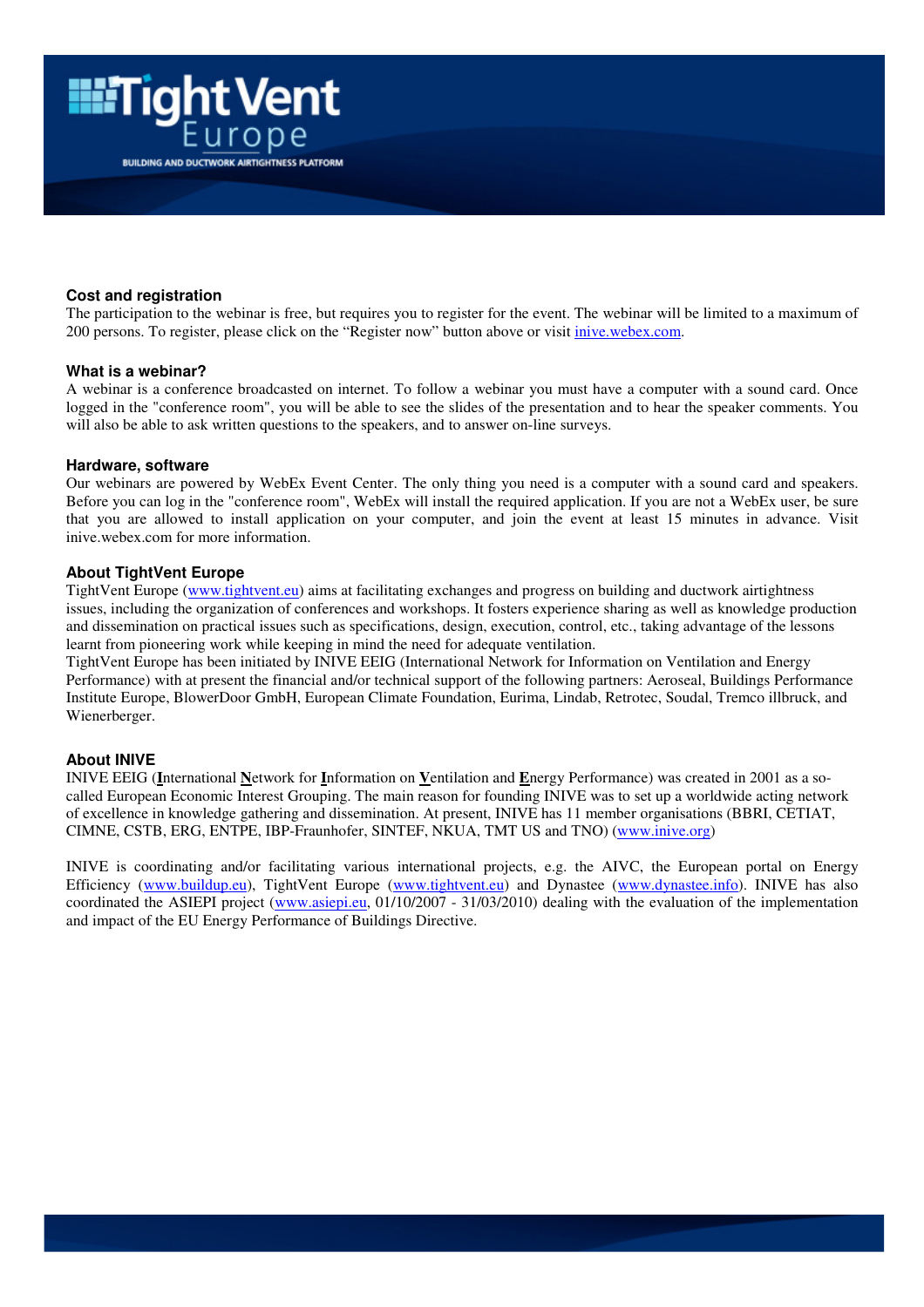## Cost and registration

The participation to the webinar is free, but requires you to register for the event. The webinar will be limited to a maximum of 200 persons. To register, please click on the "Register now" button above or visit inive.webex.com.

## What is a webinar?

A webinar is a conference broadcasted on internet. To follow a webinar you must have a computer with a sound card. Once logged in the "conference room", you will be able to see the slides of the presentation and to hear the speaker comments. You will also be able to ask written questions to the speakers, and to answer on-line surveys.

## Hardware, software

Our webinars are powered by WebEx Event Center. The only thing you need is a computer with a sound card and speakers. Before you can log in the "conference room", WebEx will install the required application. If you are not a WebEx user, be sure that you are allowed to install application on your computer, and join the event at least 15 minutes in advance. Visit inive.webex.com for more information.

## About TightVent Europe

TightVent Europe (www.tightvent.eu) aims at facilitating exchanges and progress on building and ductwork airtightness issues, including the organization of conferences and workshops. It fosters experience sharing as well as knowledge production and dissemination on practical issues such as specifications, design, execution, control, etc., taking advantage of the lessons learnt from pioneering work while keeping in mind the need for adequate ventilation.
TightVent Europe has been initiated by INIVE EEIG (International Network for Information on Ventilation and Energy Performance) with at present the financial and/or technical support of the following partners: Aeroseal, Buildings Performance Institute Europe, BlowerDoor GmbH, European Climate Foundation, Eurima, Lindab, Retrotec, Soudal, Tremco illbruck, and Wienerberger.

## About INIVE

INIVE EEIG (**I**nternational **N**etwork for **I**nformation on **V**entilation and **E**nergy Performance) was created in 2001 as a so-called European Economic Interest Grouping. The main reason for founding INIVE was to set up a worldwide acting network of excellence in knowledge gathering and dissemination. At present, INIVE has 11 member organisations (BBRI, CETIAT, CIMNE, CSTB, ERG, ENTPE, IBP-Fraunhofer, SINTEF, NKUA, TMT US and TNO) (www.inive.org)

INIVE is coordinating and/or facilitating various international projects, e.g. the AIVC, the European portal on Energy Efficiency (www.buildup.eu), TightVent Europe (www.tightvent.eu) and Dynastee (www.dynastee.info). INIVE has also coordinated the ASIEPI project (www.asiepi.eu, 01/10/2007 - 31/03/2010) dealing with the evaluation of the implementation and impact of the EU Energy Performance of Buildings Directive.